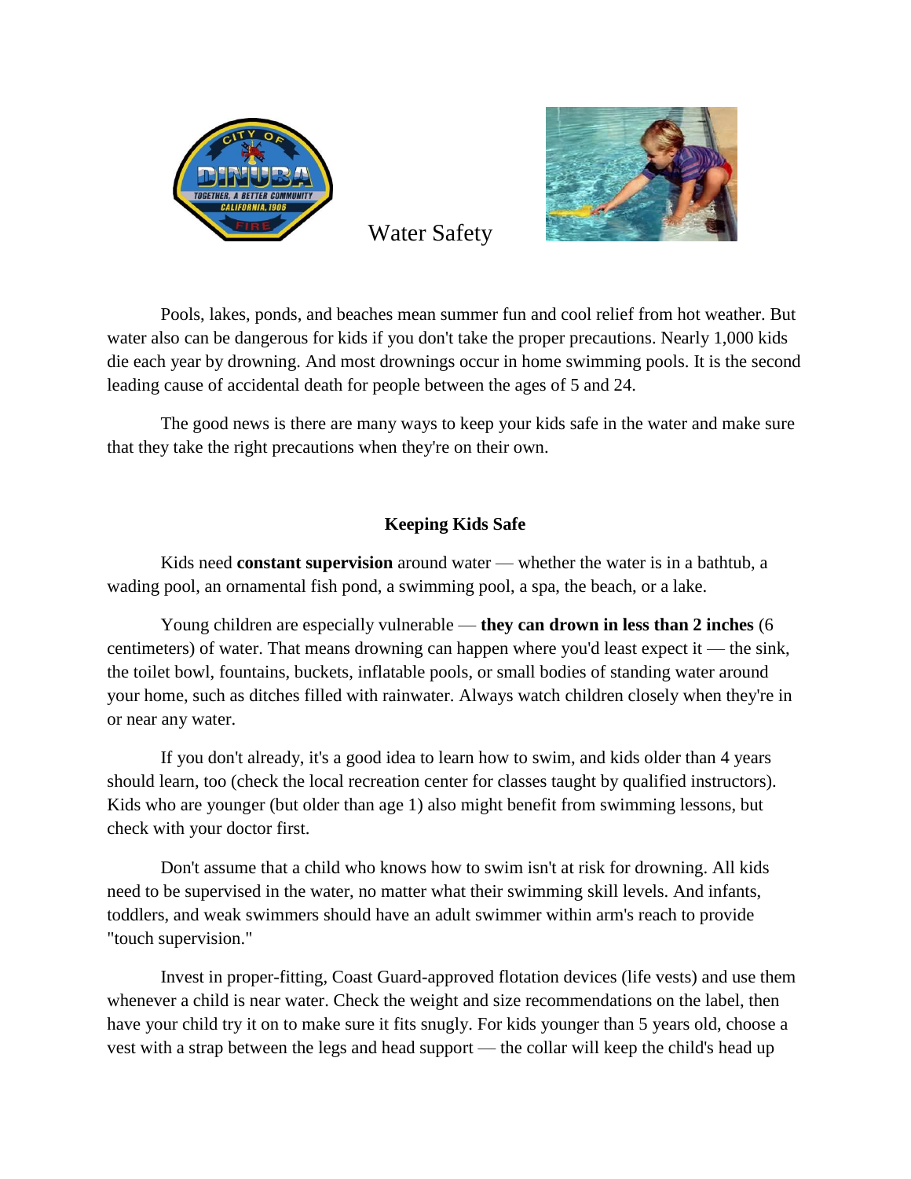# Water Safety

Pools, lakes, ponds, and beaches mean summer fun and cool relief from hot weather. But water also can be dangerous for kids if you don't take the proper precautions. Nearly 1,000 kids die each year by drowning. And most drownings occur in home swimming pools. It is the second leading cause of accidental death for people between the ages of 5 and 24.

The good news is there are many ways to keep your kids safe in the water and make sure that they take the right precautions when they're on their own.

## Keeping Kids Safe

Kids need **constant supervision** around water — whether the water is in a bathtub, a wading pool, an ornamental fish pond, a swimming pool, a spa, the beach, or a lake.

Young children are especially vulnerable — **they can drown in less than 2 inches** (6 centimeters) of water. That means drowning can happen where you'd least expect it — the sink, the toilet bowl, fountains, buckets, inflatable pools, or small bodies of standing water around your home, such as ditches filled with rainwater. Always watch children closely when they're in or near any water.

If you don't already, it's a good idea to learn how to swim, and kids older than 4 years should learn, too (check the local recreation center for classes taught by qualified instructors). Kids who are younger (but older than age 1) also might benefit from swimming lessons, but check with your doctor first.

Don't assume that a child who knows how to swim isn't at risk for drowning. All kids need to be supervised in the water, no matter what their swimming skill levels. And infants, toddlers, and weak swimmers should have an adult swimmer within arm's reach to provide "touch supervision."

Invest in proper-fitting, Coast Guard-approved flotation devices (life vests) and use them whenever a child is near water. Check the weight and size recommendations on the label, then have your child try it on to make sure it fits snugly. For kids younger than 5 years old, choose a vest with a strap between the legs and head support — the collar will keep the child's head up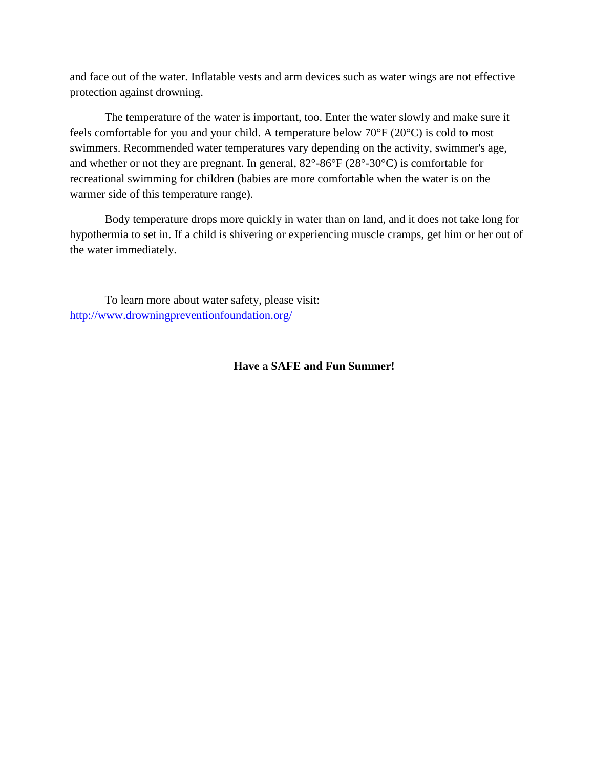and face out of the water. Inflatable vests and arm devices such as water wings are not effective protection against drowning.

The temperature of the water is important, too. Enter the water slowly and make sure it feels comfortable for you and your child. A temperature below 70°F (20°C) is cold to most swimmers. Recommended water temperatures vary depending on the activity, swimmer's age, and whether or not they are pregnant. In general, 82°-86°F (28°-30°C) is comfortable for recreational swimming for children (babies are more comfortable when the water is on the warmer side of this temperature range).

Body temperature drops more quickly in water than on land, and it does not take long for hypothermia to set in. If a child is shivering or experiencing muscle cramps, get him or her out of the water immediately.

To learn more about water safety, please visit: [http://www.drowningpreventionfoundation.org/](http://www.drowningpreventionfoundation.org/)

**Have a SAFE and Fun Summer!**